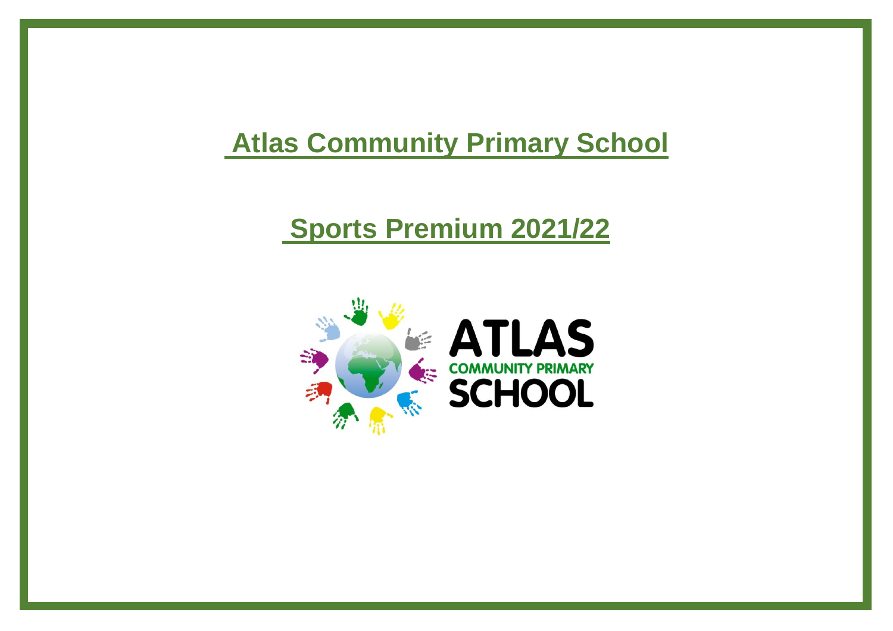# Atlas Community Primary School

## Sports Premium 2021/22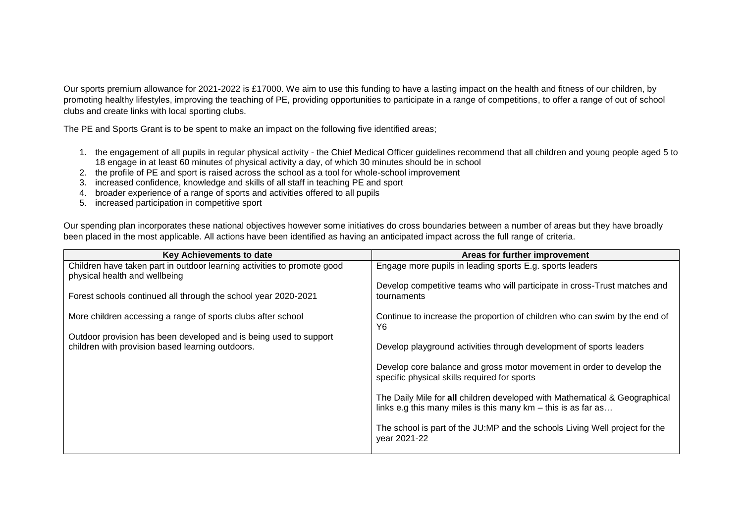Our sports premium allowance for 2021-2022 is £17000. We aim to use this funding to have a lasting impact on the health and fitness of our children, by promoting healthy lifestyles, improving the teaching of PE, providing opportunities to participate in a range of competitions, to offer a range of out of school clubs and create links with local sporting clubs.

The PE and Sports Grant is to be spent to make an impact on the following five identified areas;

1. the engagement of all pupils in regular physical activity - the Chief Medical Officer guidelines recommend that all children and young people aged 5 to 18 engage in at least 60 minutes of physical activity a day, of which 30 minutes should be in school
2. the profile of PE and sport is raised across the school as a tool for whole-school improvement
3. increased confidence, knowledge and skills of all staff in teaching PE and sport
4. broader experience of a range of sports and activities offered to all pupils
5. increased participation in competitive sport

Our spending plan incorporates these national objectives however some initiatives do cross boundaries between a number of areas but they have broadly been placed in the most applicable. All actions have been identified as having an anticipated impact across the full range of criteria.

| Key Achievements to date | Areas for further improvement |
|---|---|
| Children have taken part in outdoor learning activities to promote good physical health and wellbeing<br><br>Forest schools continued all through the school year 2020-2021<br><br>More children accessing a range of sports clubs after school<br><br>Outdoor provision has been developed and is being used to support children with provision based learning outdoors. | Engage more pupils in leading sports E.g. sports leaders<br><br>Develop competitive teams who will participate in cross-Trust matches and tournaments<br><br>Continue to increase the proportion of children who can swim by the end of Y6<br><br>Develop playground activities through development of sports leaders<br><br>Develop core balance and gross motor movement in order to develop the specific physical skills required for sports<br><br>The Daily Mile for **all** children developed with Mathematical & Geographical links e.g this many miles is this many km – this is as far as…<br><br>The school is part of the JU:MP and the schools Living Well project for the year 2021-22 |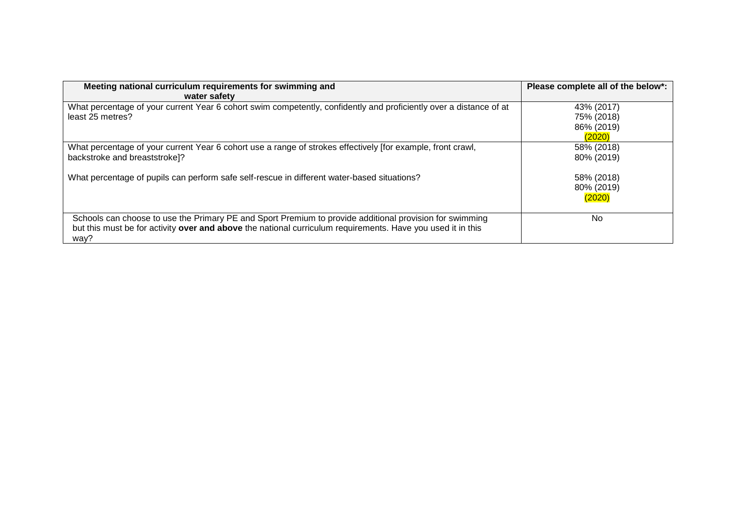| **Meeting national curriculum requirements for swimming and water safety** | **Please complete all of the below*:** |
|---|---|
| What percentage of your current Year 6 cohort swim competently, confidently and proficiently over a distance of at least 25 metres? | 43% (2017)<br>75% (2018)<br>86% (2019)<br>(2020) |
| What percentage of your current Year 6 cohort use a range of strokes effectively [for example, front crawl, backstroke and breaststroke]?<br><br>What percentage of pupils can perform safe self-rescue in different water-based situations? | 58% (2018)<br>80% (2019)<br><br>58% (2018)<br>80% (2019)<br>(2020) |
| Schools can choose to use the Primary PE and Sport Premium to provide additional provision for swimming but this must be for activity **over and above** the national curriculum requirements. Have you used it in this way? | No |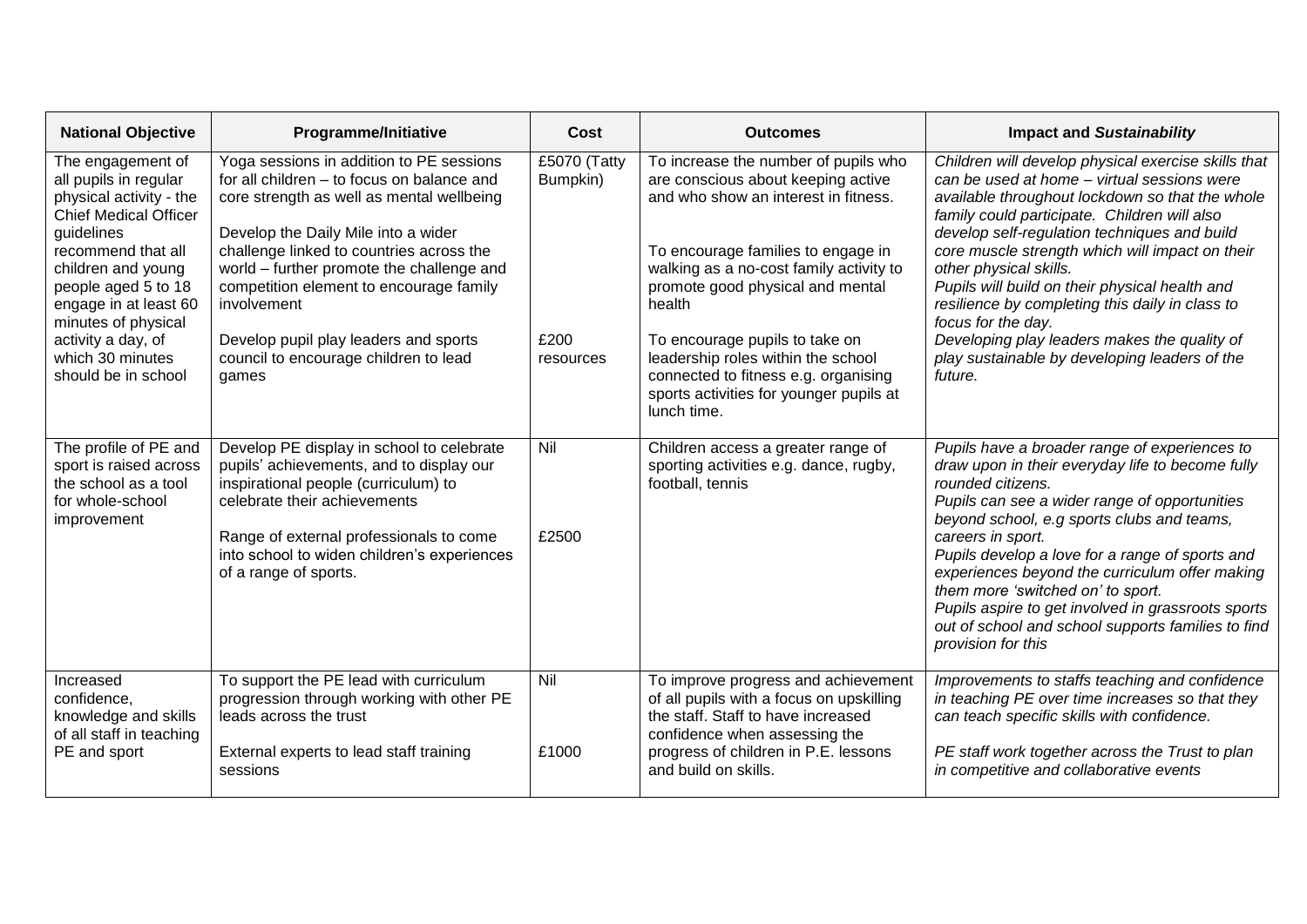| National Objective | Programme/Initiative | Cost | Outcomes | Impact and *Sustainability* |
|---|---|---|---|---|
| The engagement of all pupils in regular physical activity - the Chief Medical Officer guidelines recommend that all children and young people aged 5 to 18 engage in at least 60 minutes of physical activity a day, of which 30 minutes should be in school | Yoga sessions in addition to PE sessions for all children – to focus on balance and core strength as well as mental wellbeing<br><br>Develop the Daily Mile into a wider challenge linked to countries across the world – further promote the challenge and competition element to encourage family involvement<br><br>Develop pupil play leaders and sports council to encourage children to lead games | £5070 (Tatty Bumpkin)<br><br><br><br><br><br>£200 resources | To increase the number of pupils who are conscious about keeping active and who show an interest in fitness.<br><br>To encourage families to engage in walking as a no-cost family activity to promote good physical and mental health<br><br>To encourage pupils to take on leadership roles within the school connected to fitness e.g. organising sports activities for younger pupils at lunch time. | *Children will develop physical exercise skills that can be used at home – virtual sessions were available throughout lockdown so that the whole family could participate. Children will also develop self-regulation techniques and build core muscle strength which will impact on their other physical skills.*<br>*Pupils will build on their physical health and resilience by completing this daily in class to focus for the day.*<br>*Developing play leaders makes the quality of play sustainable by developing leaders of the future.* |
| The profile of PE and sport is raised across the school as a tool for whole-school improvement | Develop PE display in school to celebrate pupils' achievements, and to display our inspirational people (curriculum) to celebrate their achievements<br><br>Range of external professionals to come into school to widen children's experiences of a range of sports. | Nil<br><br><br>£2500 | Children access a greater range of sporting activities e.g. dance, rugby, football, tennis | *Pupils have a broader range of experiences to draw upon in their everyday life to become fully rounded citizens.*<br>*Pupils can see a wider range of opportunities beyond school, e.g sports clubs and teams, careers in sport.*<br>*Pupils develop a love for a range of sports and experiences beyond the curriculum offer making them more 'switched on' to sport.*<br>*Pupils aspire to get involved in grassroots sports out of school and school supports families to find provision for this* |
| Increased confidence, knowledge and skills of all staff in teaching PE and sport | To support the PE lead with curriculum progression through working with other PE leads across the trust<br><br>External experts to lead staff training sessions | Nil<br><br><br>£1000 | To improve progress and achievement of all pupils with a focus on upskilling the staff. Staff to have increased confidence when assessing the progress of children in P.E. lessons and build on skills. | *Improvements to staffs teaching and confidence in teaching PE over time increases so that they can teach specific skills with confidence.*<br><br>*PE staff work together across the Trust to plan in competitive and collaborative events* |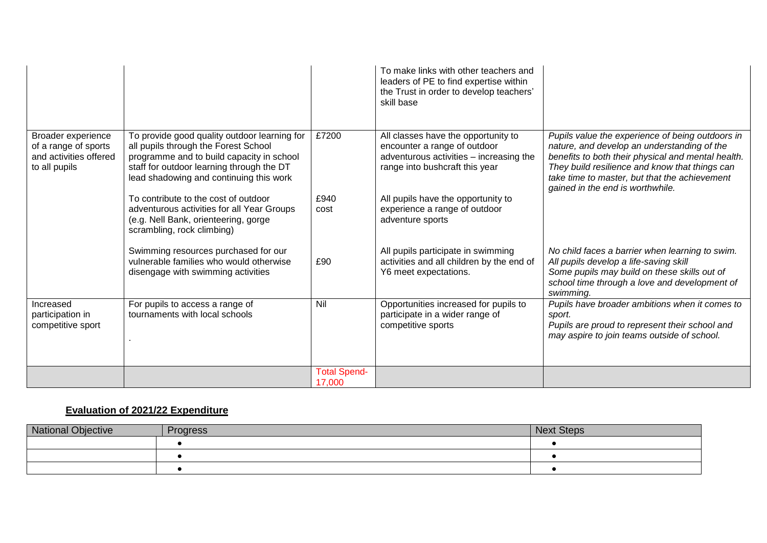| | | | | |
|---|---|---|---|---|
| | | | To make links with other teachers and leaders of PE to find expertise within the Trust in order to develop teachers' skill base | |
| Broader experience of a range of sports and activities offered to all pupils | To provide good quality outdoor learning for all pupils through the Forest School programme and to build capacity in school staff for outdoor learning through the DT lead shadowing and continuing this work | £7200 | All classes have the opportunity to encounter a range of outdoor adventurous activities – increasing the range into bushcraft this year | *Pupils value the experience of being outdoors in nature, and develop an understanding of the benefits to both their physical and mental health. They build resilience and know that things can take time to master, but that the achievement gained in the end is worthwhile.* |
| | To contribute to the cost of outdoor adventurous activities for all Year Groups (e.g. Nell Bank, orienteering, gorge scrambling, rock climbing) | £940 cost | All pupils have the opportunity to experience a range of outdoor adventure sports | |
| | Swimming resources purchased for our vulnerable families who would otherwise disengage with swimming activities | £90 | All pupils participate in swimming activities and all children by the end of Y6 meet expectations. | *No child faces a barrier when learning to swim. All pupils develop a life-saving skill Some pupils may build on these skills out of school time through a love and development of swimming.* |
| Increased participation in competitive sport | For pupils to access a range of tournaments with local schools . | Nil | Opportunities increased for pupils to participate in a wider range of competitive sports | *Pupils have broader ambitions when it comes to sport. Pupils are proud to represent their school and may aspire to join teams outside of school.* |
| | | Total Spend- 17,000 | | |

## **Evaluation of 2021/22 Expenditure**

| National Objective | Progress | Next Steps |
|---|---|---|
| | • | • |
| | • | • |
| | • | • |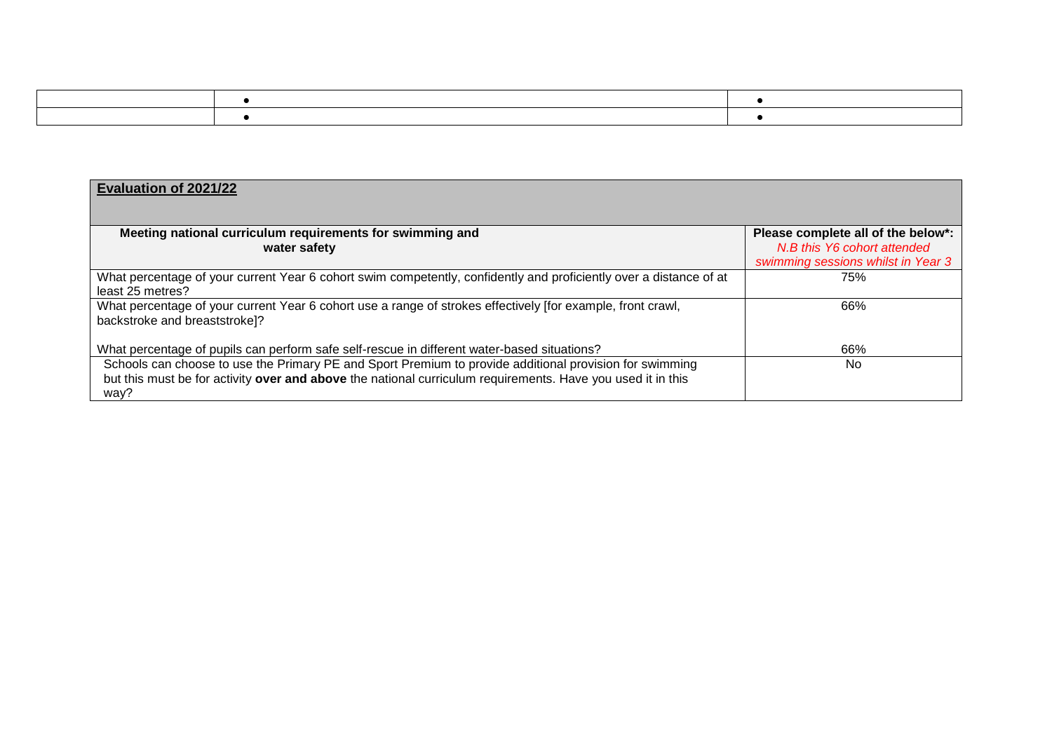| | | |
|---|---|---|
| | • | • |
| | • | • |

| **Evaluation of 2021/22** | |
|---|---|
| **Meeting national curriculum requirements for swimming and water safety** | **Please complete all of the below*:** *N.B this Y6 cohort attended swimming sessions whilst in Year 3* |
| What percentage of your current Year 6 cohort swim competently, confidently and proficiently over a distance of at least 25 metres? | 75% |
| What percentage of your current Year 6 cohort use a range of strokes effectively [for example, front crawl, backstroke and breaststroke]?<br><br>What percentage of pupils can perform safe self-rescue in different water-based situations? | 66%<br><br>66% |
| Schools can choose to use the Primary PE and Sport Premium to provide additional provision for swimming but this must be for activity **over and above** the national curriculum requirements. Have you used it in this way? | No |